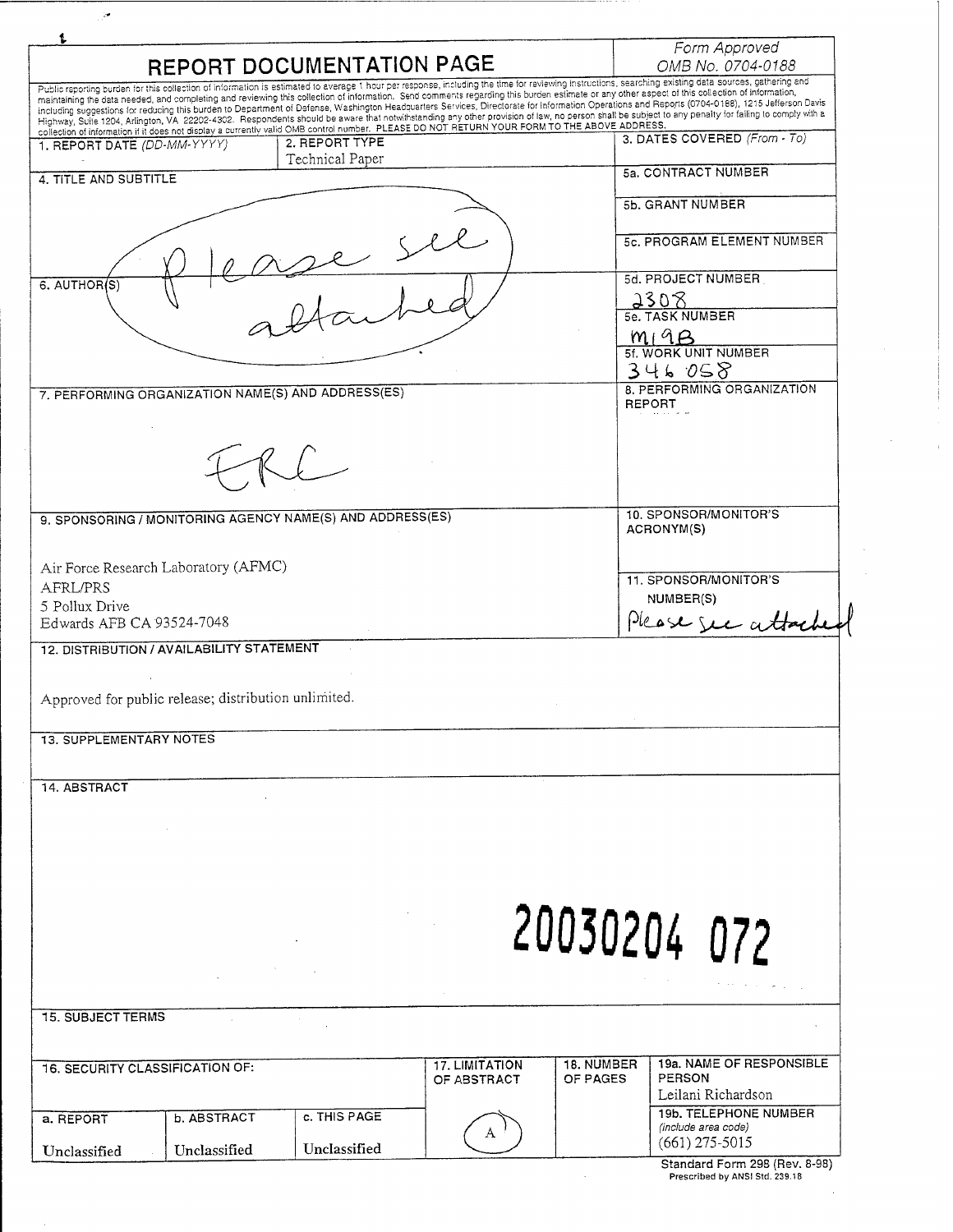# REPORT DOCUMENTATION PAGE

*Form Approved*
*OMB No. 0704-0188*

Public reporting burden for this collection of information is estimated to average 1 hour per response, including the time for reviewing instructions, searching existing data sources, gathering and maintaining the data needed, and completing and reviewing this collection of information. Send comments regarding this burden estimate or any other aspect of this collection of information, including suggestions for reducing this burden to Department of Defense, Washington Headquarters Services, Directorate for Information Operations and Reports (0704-0188), 1215 Jefferson Davis Highway, Suite 1204, Arlington, VA 22202-4302. Respondents should be aware that notwithstanding any other provision of law, no person shall be subject to any penalty for failing to comply with a collection of information if it does not display a currently valid OMB control number. PLEASE DO NOT RETURN YOUR FORM TO THE ABOVE ADDRESS.

| 1. REPORT DATE *(DD-MM-YYYY)* | 2. REPORT TYPE | 3. DATES COVERED *(From - To)* |
|---|---|---|
| | Technical Paper | |

**4. TITLE AND SUBTITLE**

Please see attached

**5a. CONTRACT NUMBER**

**5b. GRANT NUMBER**

**5c. PROGRAM ELEMENT NUMBER**

**6. AUTHOR(S)**

**5d. PROJECT NUMBER**
2308

**5e. TASK NUMBER**
M19B

**5f. WORK UNIT NUMBER**
346058

**7. PERFORMING ORGANIZATION NAME(S) AND ADDRESS(ES)**

ERC

**8. PERFORMING ORGANIZATION REPORT**

**9. SPONSORING / MONITORING AGENCY NAME(S) AND ADDRESS(ES)**

Air Force Research Laboratory (AFMC)
AFRL/PRS
5 Pollux Drive
Edwards AFB CA 93524-7048

**10. SPONSOR/MONITOR'S ACRONYM(S)**

**11. SPONSOR/MONITOR'S NUMBER(S)**
Please see attached

**12. DISTRIBUTION / AVAILABILITY STATEMENT**

Approved for public release; distribution unlimited.

**13. SUPPLEMENTARY NOTES**

**14. ABSTRACT**

20030204 072

**15. SUBJECT TERMS**

| 16. SECURITY CLASSIFICATION OF: | | | 17. LIMITATION OF ABSTRACT | 18. NUMBER OF PAGES | 19a. NAME OF RESPONSIBLE PERSON |
|---|---|---|---|---|---|
| | | | | | Leilani Richardson |
| a. REPORT | b. ABSTRACT | c. THIS PAGE | A | | 19b. TELEPHONE NUMBER *(include area code)* |
| Unclassified | Unclassified | Unclassified | | | (661) 275-5015 |

Standard Form 298 (Rev. 8-98)
Prescribed by ANSI Std. 239.18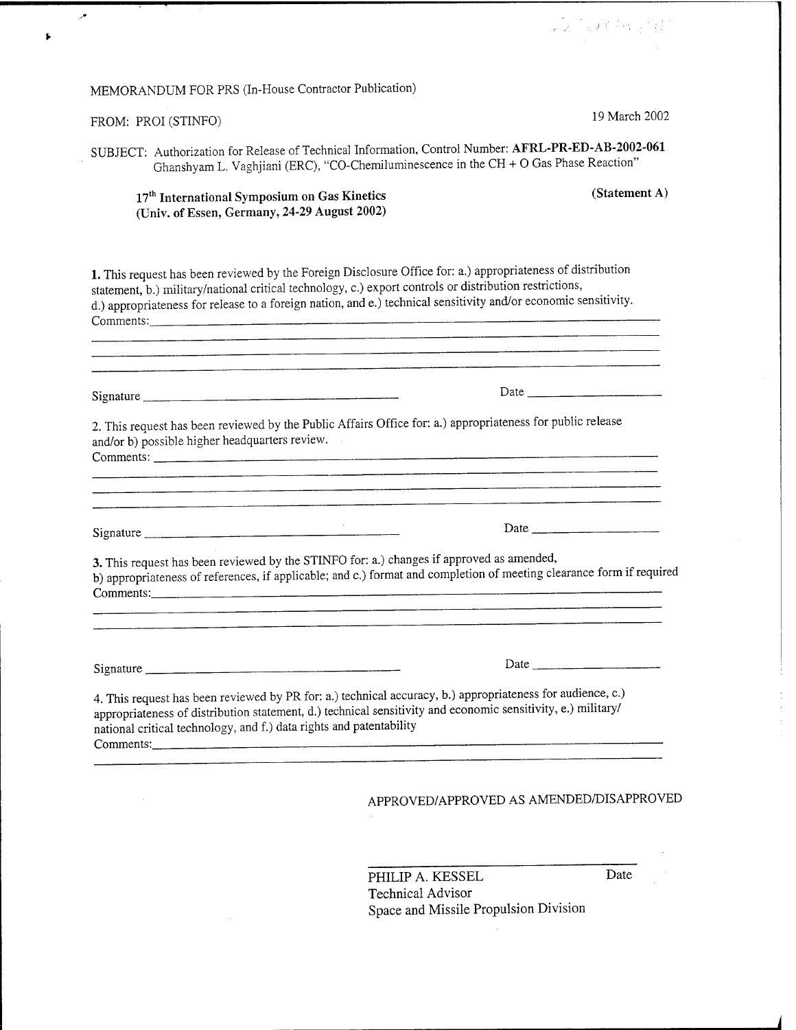MEMORANDUM FOR PRS (In-House Contractor Publication)

FROM: PROI (STINFO) 19 March 2002

SUBJECT: Authorization for Release of Technical Information, Control Number: **AFRL-PR-ED-AB-2002-061**
Ghanshyam L. Vaghjiani (ERC), "CO-Chemiluminescence in the CH + O Gas Phase Reaction"

**17th International Symposium on Gas Kinetics** **(Statement A)**
**(Univ. of Essen, Germany, 24-29 August 2002)**

**1.** This request has been reviewed by the Foreign Disclosure Office for: a.) appropriateness of distribution statement, b.) military/national critical technology, c.) export controls or distribution restrictions, d.) appropriateness for release to a foreign nation, and e.) technical sensitivity and/or economic sensitivity.
Comments: ______________________________

Signature ______________________ Date ______________

2. This request has been reviewed by the Public Affairs Office for: a.) appropriateness for public release and/or b) possible higher headquarters review.
Comments: ______________________________

Signature ______________________ Date ______________

**3.** This request has been reviewed by the STINFO for: a.) changes if approved as amended, b) appropriateness of references, if applicable; and c.) format and completion of meeting clearance form if required
Comments: ______________________________

Signature ______________________ Date ______________

4. This request has been reviewed by PR for: a.) technical accuracy, b.) appropriateness for audience, c.) appropriateness of distribution statement, d.) technical sensitivity and economic sensitivity, e.) military/ national critical technology, and f.) data rights and patentability
Comments: ______________________________

APPROVED/APPROVED AS AMENDED/DISAPPROVED

______________________________
PHILIP A. KESSEL Date
Technical Advisor
Space and Missile Propulsion Division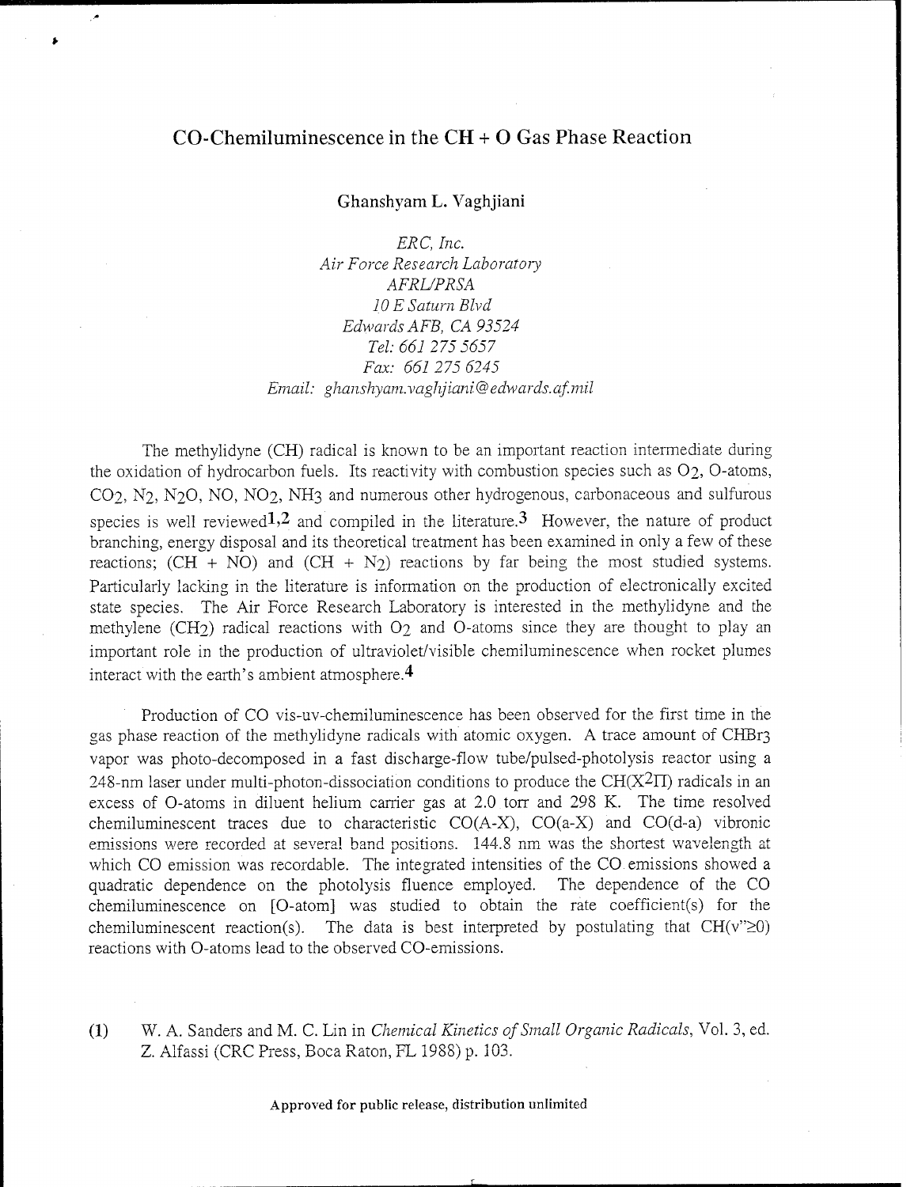# CO-Chemiluminescence in the CH + O Gas Phase Reaction

Ghanshyam L. Vaghjiani

*ERC, Inc.*
*Air Force Research Laboratory*
*AFRL/PRSA*
*10 E Saturn Blvd*
*Edwards AFB, CA 93524*
*Tel: 661 275 5657*
*Fax: 661 275 6245*
*Email: ghanshyam.vaghjiani@edwards.af.mil*

The methylidyne (CH) radical is known to be an important reaction intermediate during the oxidation of hydrocarbon fuels. Its reactivity with combustion species such as $O_2$, O-atoms, $CO_2$, $N_2$, $N_2O$, NO, $NO_2$, $NH_3$ and numerous other hydrogenous, carbonaceous and sulfurous species is well reviewed[1,2] and compiled in the literature.[3] However, the nature of product branching, energy disposal and its theoretical treatment has been examined in only a few of these reactions; (CH + NO) and (CH + $N_2$) reactions by far being the most studied systems. Particularly lacking in the literature is information on the production of electronically excited state species. The Air Force Research Laboratory is interested in the methylidyne and the methylene ($CH_2$) radical reactions with $O_2$ and O-atoms since they are thought to play an important role in the production of ultraviolet/visible chemiluminescence when rocket plumes interact with the earth's ambient atmosphere.[4]

Production of CO vis-uv-chemiluminescence has been observed for the first time in the gas phase reaction of the methylidyne radicals with atomic oxygen. A trace amount of $CHBr_3$ vapor was photo-decomposed in a fast discharge-flow tube/pulsed-photolysis reactor using a 248-nm laser under multi-photon-dissociation conditions to produce the $CH(X^2\Pi)$ radicals in an excess of O-atoms in diluent helium carrier gas at 2.0 torr and 298 K. The time resolved chemiluminescent traces due to characteristic CO(A-X), CO(a-X) and CO(d-a) vibronic emissions were recorded at several band positions. 144.8 nm was the shortest wavelength at which CO emission was recordable. The integrated intensities of the CO emissions showed a quadratic dependence on the photolysis fluence employed. The dependence of the CO chemiluminescence on [O-atom] was studied to obtain the rate coefficient(s) for the chemiluminescent reaction(s). The data is best interpreted by postulating that $CH(v''\geq 0)$ reactions with O-atoms lead to the observed CO-emissions.

(1) W. A. Sanders and M. C. Lin in *Chemical Kinetics of Small Organic Radicals*, Vol. 3, ed. Z. Alfassi (CRC Press, Boca Raton, FL 1988) p. 103.

**Approved for public release, distribution unlimited**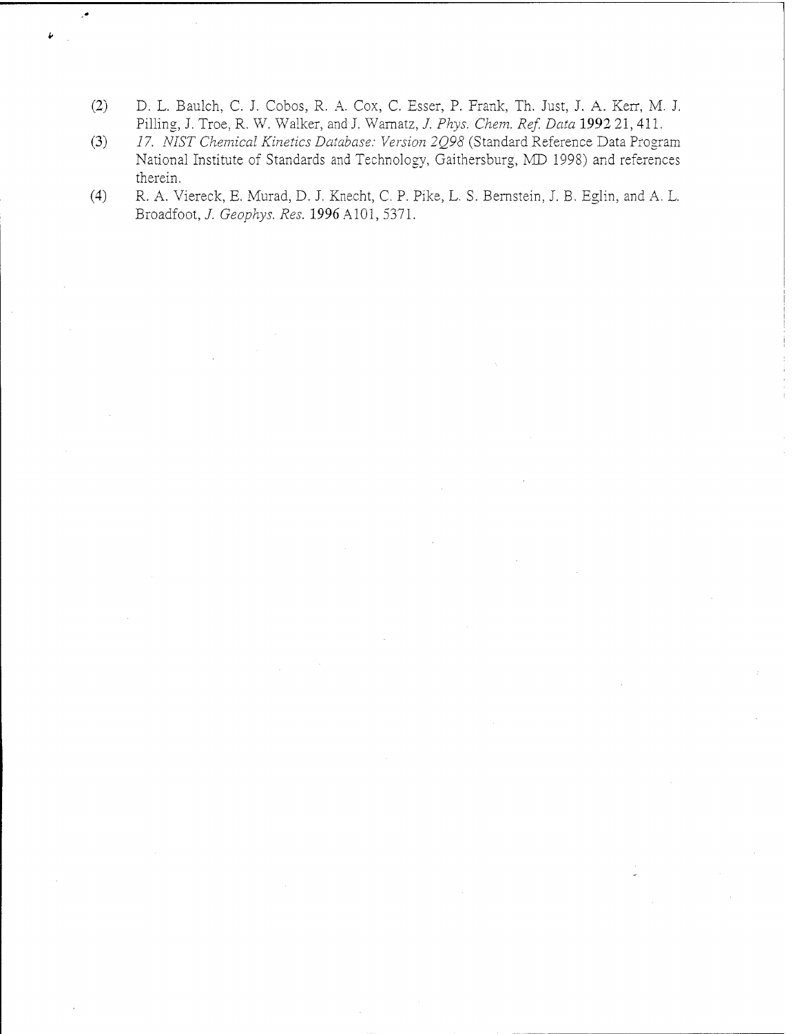(2) D. L. Baulch, C. J. Cobos, R. A. Cox, C. Esser, P. Frank, Th. Just, J. A. Kerr, M. J. Pilling, J. Troe, R. W. Walker, and J. Warnatz, *J. Phys. Chem. Ref. Data* **1992** 21, 411.

(3) *17. NIST Chemical Kinetics Database: Version 2Q98* (Standard Reference Data Program National Institute of Standards and Technology, Gaithersburg, MD 1998) and references therein.

(4) R. A. Viereck, E. Murad, D. J. Knecht, C. P. Pike, L. S. Bernstein, J. B. Eglin, and A. L. Broadfoot, *J. Geophys. Res.* **1996** A101, 5371.